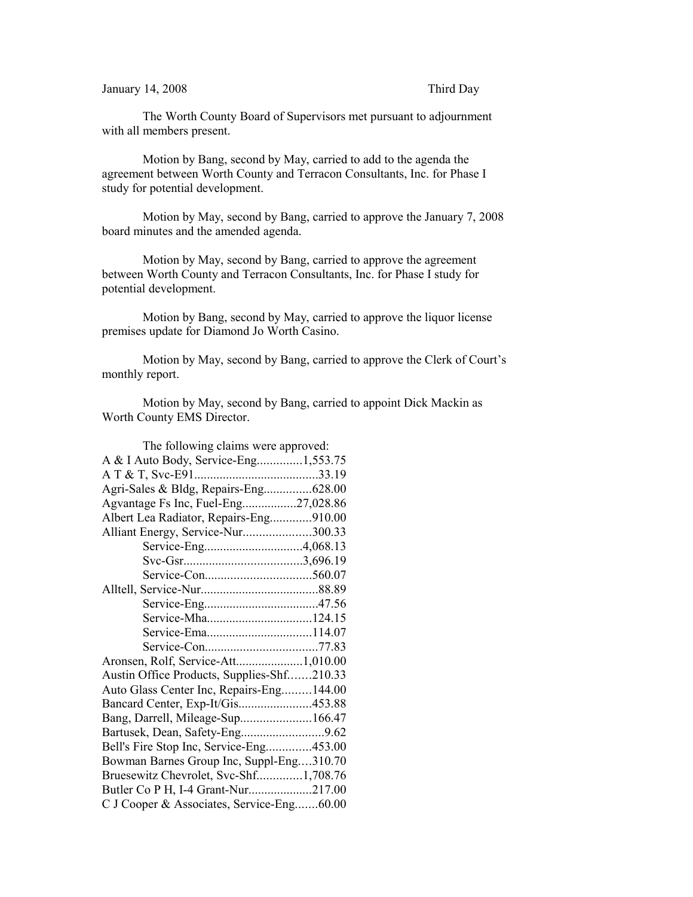January 14, 2008 Third Day

The Worth County Board of Supervisors met pursuant to adjournment with all members present.

Motion by Bang, second by May, carried to add to the agenda the agreement between Worth County and Terracon Consultants, Inc. for Phase I study for potential development.

Motion by May, second by Bang, carried to approve the January 7, 2008 board minutes and the amended agenda.

Motion by May, second by Bang, carried to approve the agreement between Worth County and Terracon Consultants, Inc. for Phase I study for potential development.

Motion by Bang, second by May, carried to approve the liquor license premises update for Diamond Jo Worth Casino.

Motion by May, second by Bang, carried to approve the Clerk of Court's monthly report.

Motion by May, second by Bang, carried to appoint Dick Mackin as Worth County EMS Director.

The following claims were approved:

A & I Auto Body, Service-Eng..............1,553.75
A T & T, Svc-E91.......................................33.19
Agri-Sales & Bldg, Repairs-Eng...............628.00
Agvantage Fs Inc, Fuel-Eng.................27,028.86
Albert Lea Radiator, Repairs-Eng.............910.00
Alliant Energy, Service-Nur.....................300.33
Service-Eng...............................4,068.13
Svc-Gsr.....................................3,696.19
Service-Con.................................560.07
Alltell, Service-Nur....................................88.89
Service-Eng...................................47.56
Service-Mha.................................124.15
Service-Ema.................................114.07
Service-Con...................................77.83
Aronsen, Rolf, Service-Att.....................1,010.00
Austin Office Products, Supplies-Shf.......210.33
Auto Glass Center Inc, Repairs-Eng.........144.00
Bancard Center, Exp-It/Gis.......................453.88
Bang, Darrell, Mileage-Sup......................166.47
Bartusek, Dean, Safety-Eng..........................9.62
Bell's Fire Stop Inc, Service-Eng..............453.00
Bowman Barnes Group Inc, Suppl-Eng....310.70
Bruesewitz Chevrolet, Svc-Shf..............1,708.76
Butler Co P H, I-4 Grant-Nur....................217.00
C J Cooper & Associates, Service-Eng.......60.00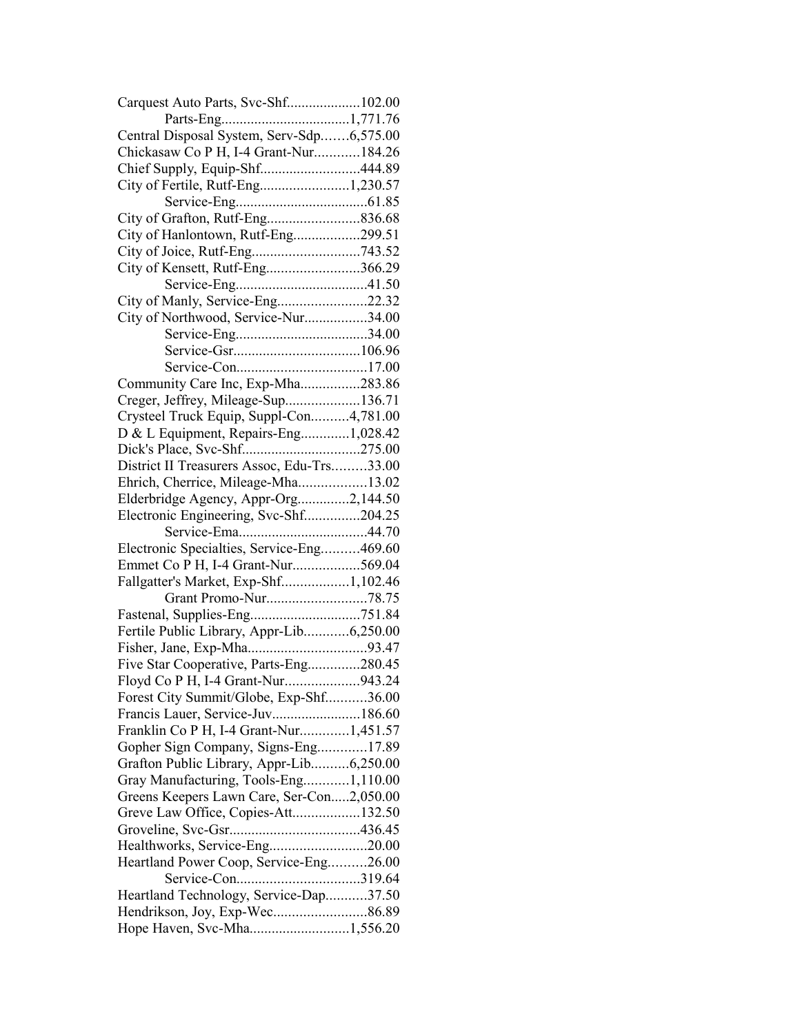Carquest Auto Parts, Svc-Shf....................102.00
Parts-Eng...................................1,771.76
Central Disposal System, Serv-Sdp.......6,575.00
Chickasaw Co P H, I-4 Grant-Nur............184.26
Chief Supply, Equip-Shf..........................444.89
City of Fertile, Rutf-Eng........................1,230.57
Service-Eng...................................61.85
City of Grafton, Rutf-Eng.........................836.68
City of Hanlontown, Rutf-Eng..................299.51
City of Joice, Rutf-Eng............................743.52
City of Kensett, Rutf-Eng.........................366.29
Service-Eng...................................41.50
City of Manly, Service-Eng........................22.32
City of Northwood, Service-Nur.................34.00
Service-Eng...................................34.00
Service-Gsr..................................106.96
Service-Con...................................17.00
Community Care Inc, Exp-Mha................283.86
Creger, Jeffrey, Mileage-Sup....................136.71
Crysteel Truck Equip, Suppl-Con..........4,781.00
D & L Equipment, Repairs-Eng.............1,028.42
Dick's Place, Svc-Shf...............................275.00
District II Treasurers Assoc, Edu-Trs.........33.00
Ehrich, Cherrice, Mileage-Mha..................13.02
Elderbridge Agency, Appr-Org..............2,144.50
Electronic Engineering, Svc-Shf...............204.25
Service-Ema..................................44.70
Electronic Specialties, Service-Eng..........469.60
Emmet Co P H, I-4 Grant-Nur..................569.04
Fallgatter's Market, Exp-Shf..................1,102.46
Grant Promo-Nur...........................78.75
Fastenal, Supplies-Eng.............................751.84
Fertile Public Library, Appr-Lib............6,250.00
Fisher, Jane, Exp-Mha................................93.47
Five Star Cooperative, Parts-Eng..............280.45
Floyd Co P H, I-4 Grant-Nur....................943.24
Forest City Summit/Globe, Exp-Shf...........36.00
Francis Lauer, Service-Juv........................186.60
Franklin Co P H, I-4 Grant-Nur.............1,451.57
Gopher Sign Company, Signs-Eng.............17.89
Grafton Public Library, Appr-Lib..........6,250.00
Gray Manufacturing, Tools-Eng............1,110.00
Greens Keepers Lawn Care, Ser-Con.....2,050.00
Greve Law Office, Copies-Att..................132.50
Groveline, Svc-Gsr...................................436.45
Healthworks, Service-Eng..........................20.00
Heartland Power Coop, Service-Eng..........26.00
Service-Con.................................319.64
Heartland Technology, Service-Dap...........37.50
Hendrikson, Joy, Exp-Wec.........................86.89
Hope Haven, Svc-Mha..........................1,556.20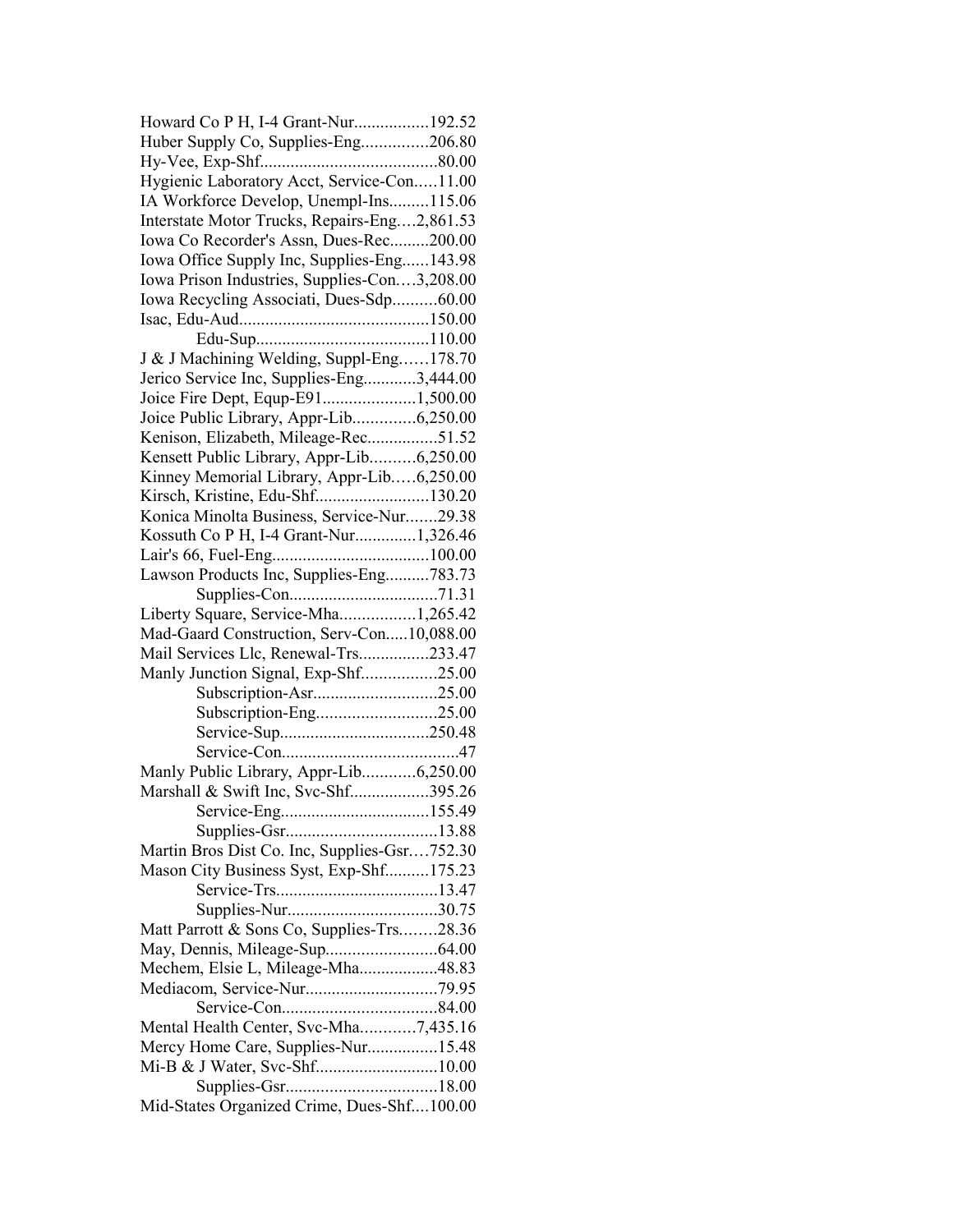Howard Co P H, I-4 Grant-Nur.................192.52
Huber Supply Co, Supplies-Eng...............206.80
Hy-Vee, Exp-Shf........................................80.00
Hygienic Laboratory Acct, Service-Con.....11.00
IA Workforce Develop, Unempl-Ins.........115.06
Interstate Motor Trucks, Repairs-Eng....2,861.53
Iowa Co Recorder's Assn, Dues-Rec.........200.00
Iowa Office Supply Inc, Supplies-Eng......143.98
Iowa Prison Industries, Supplies-Con....3,208.00
Iowa Recycling Associati, Dues-Sdp..........60.00
Isac, Edu-Aud...........................................150.00
Edu-Sup.......................................110.00
J & J Machining Welding, Suppl-Eng……178.70
Jerico Service Inc, Supplies-Eng............3,444.00
Joice Fire Dept, Equp-E91.....................1,500.00
Joice Public Library, Appr-Lib..............6,250.00
Kenison, Elizabeth, Mileage-Rec................51.52
Kensett Public Library, Appr-Lib..........6,250.00
Kinney Memorial Library, Appr-Lib.....6,250.00
Kirsch, Kristine, Edu-Shf..........................130.20
Konica Minolta Business, Service-Nur.......29.38
Kossuth Co P H, I-4 Grant-Nur..............1,326.46
Lair's 66, Fuel-Eng....................................100.00
Lawson Products Inc, Supplies-Eng..........783.73
Supplies-Con..................................71.31
Liberty Square, Service-Mha.................1,265.42
Mad-Gaard Construction, Serv-Con.....10,088.00
Mail Services Llc, Renewal-Trs................233.47
Manly Junction Signal, Exp-Shf.................25.00
Subscription-Asr............................25.00
Subscription-Eng...........................25.00
Service-Sup.................................250.48
Service-Con........................................47
Manly Public Library, Appr-Lib............6,250.00
Marshall & Swift Inc, Svc-Shf..................395.26
Service-Eng.................................155.49
Supplies-Gsr..................................13.88
Martin Bros Dist Co. Inc, Supplies-Gsr….752.30
Mason City Business Syst, Exp-Shf..........175.23
Service-Trs.....................................13.47
Supplies-Nur..................................30.75
Matt Parrott & Sons Co, Supplies-Trs........28.36
May, Dennis, Mileage-Sup..........................64.00
Mechem, Elsie L, Mileage-Mha..................48.83
Mediacom, Service-Nur..............................79.95
Service-Con...................................84.00
Mental Health Center, Svc-Mha............7,435.16
Mercy Home Care, Supplies-Nur................15.48
Mi-B & J Water, Svc-Shf............................10.00
Supplies-Gsr..................................18.00
Mid-States Organized Crime, Dues-Shf....100.00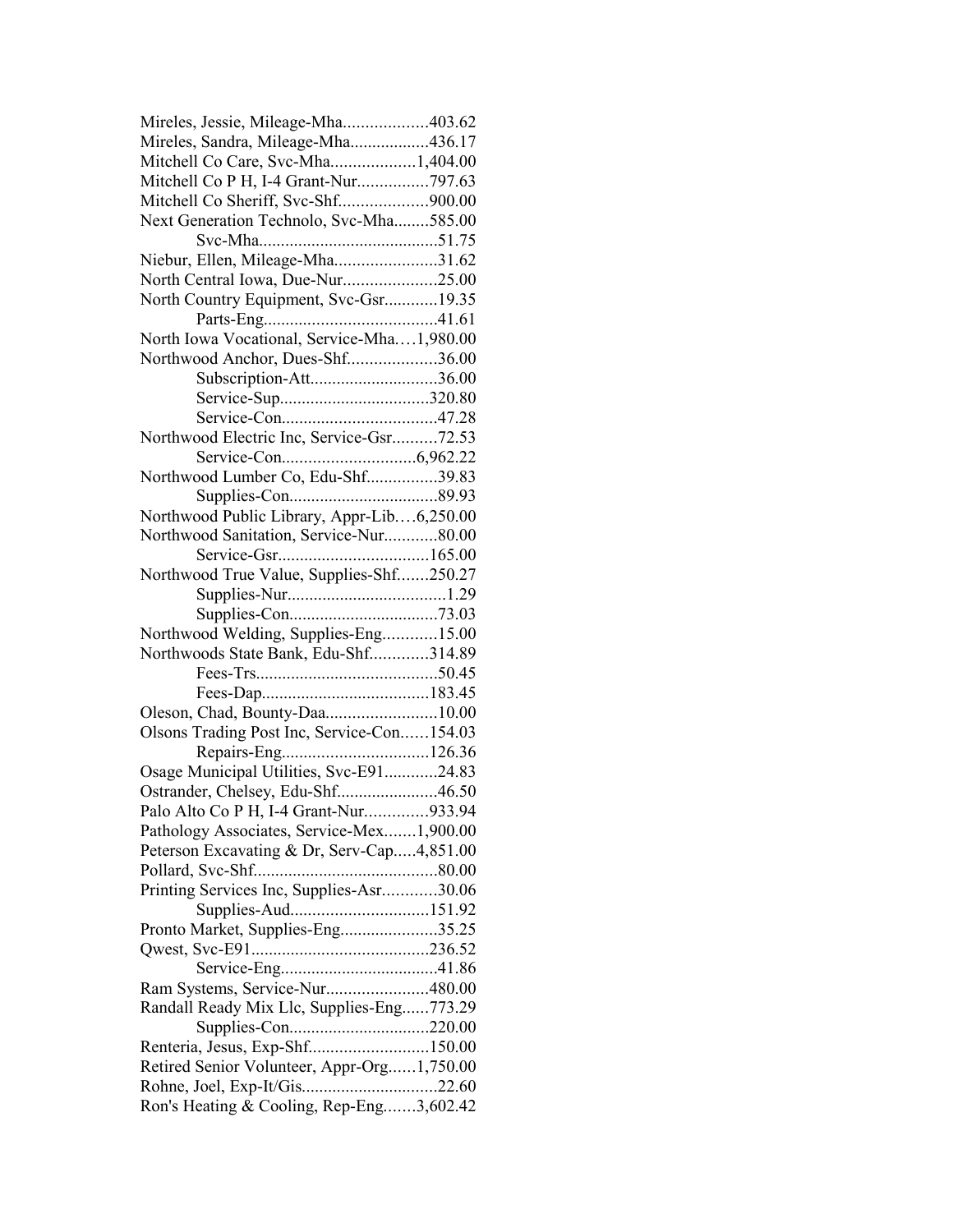Mireles, Jessie, Mileage-Mha...................403.62
Mireles, Sandra, Mileage-Mha..................436.17
Mitchell Co Care, Svc-Mha...................1,404.00
Mitchell Co P H, I-4 Grant-Nur................797.63
Mitchell Co Sheriff, Svc-Shf....................900.00
Next Generation Technolo, Svc-Mha........585.00
Svc-Mha.........................................51.75
Niebur, Ellen, Mileage-Mha.......................31.62
North Central Iowa, Due-Nur.....................25.00
North Country Equipment, Svc-Gsr............19.35
Parts-Eng.......................................41.61
North Iowa Vocational, Service-Mha….1,980.00
Northwood Anchor, Dues-Shf....................36.00
Subscription-Att............................36.00
Service-Sup..................................320.80
Service-Con...................................47.28
Northwood Electric Inc, Service-Gsr..........72.53
Service-Con..............................6,962.22
Northwood Lumber Co, Edu-Shf................39.83
Supplies-Con.................................89.93
Northwood Public Library, Appr-Lib….6,250.00
Northwood Sanitation, Service-Nur............80.00
Service-Gsr..................................165.00
Northwood True Value, Supplies-Shf.......250.27
Supplies-Nur....................................1.29
Supplies-Con.................................73.03
Northwood Welding, Supplies-Eng............15.00
Northwoods State Bank, Edu-Shf.............314.89
Fees-Trs.........................................50.45
Fees-Dap......................................183.45
Oleson, Chad, Bounty-Daa.........................10.00
Olsons Trading Post Inc, Service-Con……154.03
Repairs-Eng.................................126.36
Osage Municipal Utilities, Svc-E91............24.83
Ostrander, Chelsey, Edu-Shf......................46.50
Palo Alto Co P H, I-4 Grant-Nur..............933.94
Pathology Associates, Service-Mex.......1,900.00
Peterson Excavating & Dr, Serv-Cap.....4,851.00
Pollard, Svc-Shf..........................................80.00
Printing Services Inc, Supplies-Asr............30.06
Supplies-Aud...............................151.92
Pronto Market, Supplies-Eng......................35.25
Qwest, Svc-E91........................................236.52
Service-Eng...................................41.86
Ram Systems, Service-Nur.......................480.00
Randall Ready Mix Llc, Supplies-Eng......773.29
Supplies-Con...............................220.00
Renteria, Jesus, Exp-Shf...........................150.00
Retired Senior Volunteer, Appr-Org......1,750.00
Rohne, Joel, Exp-It/Gis..............................22.60
Ron's Heating & Cooling, Rep-Eng.......3,602.42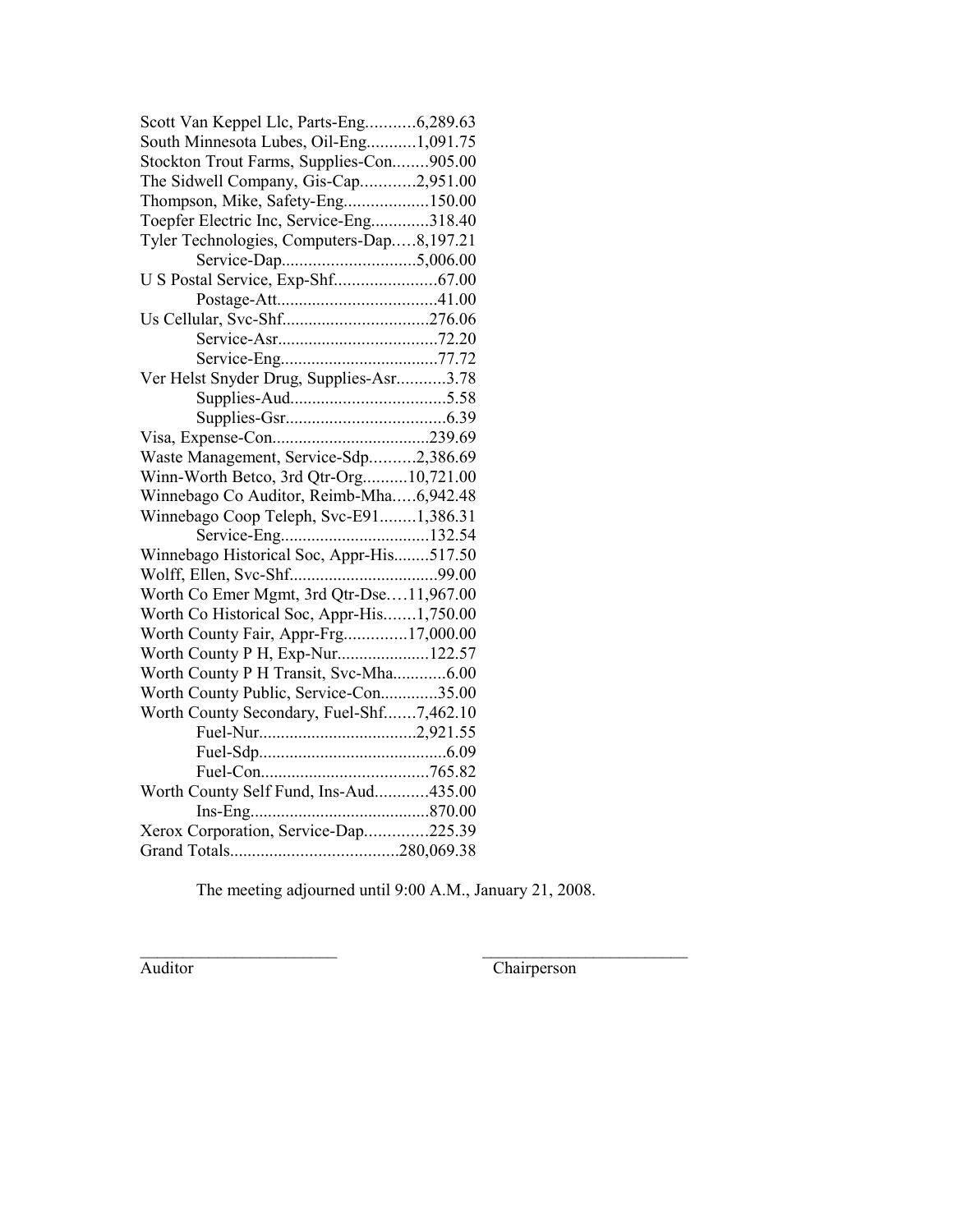Scott Van Keppel Llc, Parts-Eng...........6,289.63
South Minnesota Lubes, Oil-Eng...........1,091.75
Stockton Trout Farms, Supplies-Con........905.00
The Sidwell Company, Gis-Cap............2,951.00
Thompson, Mike, Safety-Eng...................150.00
Toepfer Electric Inc, Service-Eng.............318.40
Tyler Technologies, Computers-Dap.....8,197.21
Service-Dap..............................5,006.00
U S Postal Service, Exp-Shf.......................67.00
Postage-Att....................................41.00
Us Cellular, Svc-Shf.................................276.06
Service-Asr....................................72.20
Service-Eng....................................77.72
Ver Helst Snyder Drug, Supplies-Asr...........3.78
Supplies-Aud...................................5.58
Supplies-Gsr....................................6.39
Visa, Expense-Con....................................239.69
Waste Management, Service-Sdp..........2,386.69
Winn-Worth Betco, 3rd Qtr-Org..........10,721.00
Winnebago Co Auditor, Reimb-Mha.....6,942.48
Winnebago Coop Teleph, Svc-E91........1,386.31
Service-Eng..................................132.54
Winnebago Historical Soc, Appr-His........517.50
Wolff, Ellen, Svc-Shf.................................99.00
Worth Co Emer Mgmt, 3rd Qtr-Dse....11,967.00
Worth Co Historical Soc, Appr-His.......1,750.00
Worth County Fair, Appr-Frg..............17,000.00
Worth County P H, Exp-Nur.....................122.57
Worth County P H Transit, Svc-Mha............6.00
Worth County Public, Service-Con.............35.00
Worth County Secondary, Fuel-Shf.......7,462.10
Fuel-Nur....................................2,921.55
Fuel-Sdp..........................................6.09
Fuel-Con......................................765.82
Worth County Self Fund, Ins-Aud............435.00
Ins-Eng.........................................870.00
Xerox Corporation, Service-Dap..............225.39
Grand Totals......................................280,069.38

The meeting adjourned until 9:00 A.M., January 21, 2008.

________________________ ________________________
Auditor Chairperson